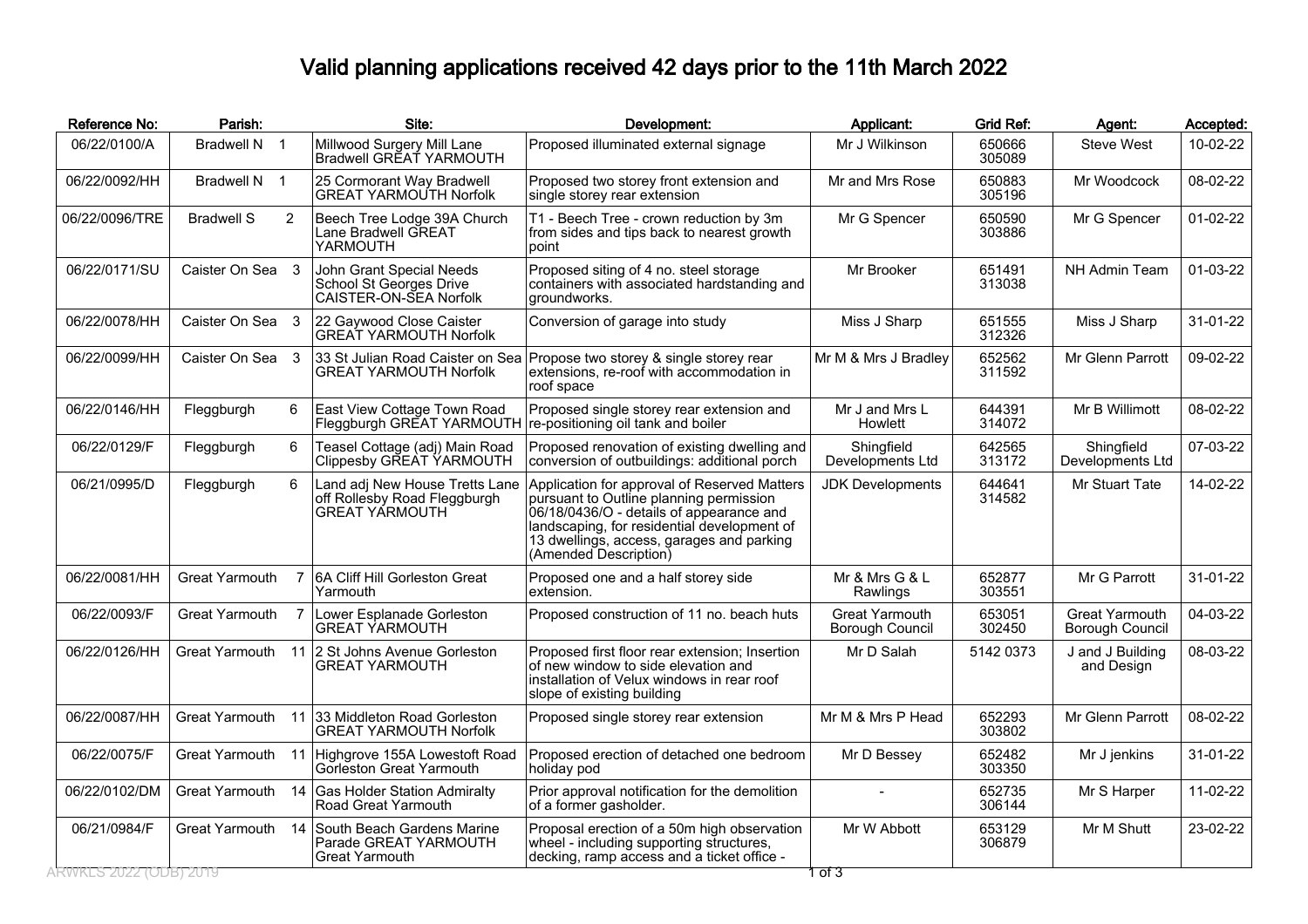# Valid planning applications received 42 days prior to the 11th March 2022

| Reference No: | Parish: | Site: | Development: | Applicant: | Grid Ref: | Agent: | Accepted: |
|---|---|---|---|---|---|---|---|
| 06/22/0100/A | Bradwell N 1 | Millwood Surgery Mill Lane Bradwell GREAT YARMOUTH | Proposed illuminated external signage | Mr J Wilkinson | 650666 305089 | Steve West | 10-02-22 |
| 06/22/0092/HH | Bradwell N 1 | 25 Cormorant Way Bradwell GREAT YARMOUTH Norfolk | Proposed two storey front extension and single storey rear extension | Mr and Mrs Rose | 650883 305196 | Mr Woodcock | 08-02-22 |
| 06/22/0096/TRE | Bradwell S 2 | Beech Tree Lodge 39A Church Lane Bradwell GREAT YARMOUTH | T1 - Beech Tree - crown reduction by 3m from sides and tips back to nearest growth point | Mr G Spencer | 650590 303886 | Mr G Spencer | 01-02-22 |
| 06/22/0171/SU | Caister On Sea 3 | John Grant Special Needs School St Georges Drive CAISTER-ON-SEA Norfolk | Proposed siting of 4 no. steel storage containers with associated hardstanding and groundworks. | Mr Brooker | 651491 313038 | NH Admin Team | 01-03-22 |
| 06/22/0078/HH | Caister On Sea 3 | 22 Gaywood Close Caister GREAT YARMOUTH Norfolk | Conversion of garage into study | Miss J Sharp | 651555 312326 | Miss J Sharp | 31-01-22 |
| 06/22/0099/HH | Caister On Sea 3 | 33 St Julian Road Caister on Sea GREAT YARMOUTH Norfolk | Propose two storey & single storey rear extensions, re-roof with accommodation in roof space | Mr M & Mrs J Bradley | 652562 311592 | Mr Glenn Parrott | 09-02-22 |
| 06/22/0146/HH | Fleggburgh 6 | East View Cottage Town Road Fleggburgh GREAT YARMOUTH | Proposed single storey rear extension and re-positioning oil tank and boiler | Mr J and Mrs L Howlett | 644391 314072 | Mr B Willimott | 08-02-22 |
| 06/22/0129/F | Fleggburgh 6 | Teasel Cottage (adj) Main Road Clippesby GREAT YARMOUTH | Proposed renovation of existing dwelling and conversion of outbuildings: additional porch | Shingfield Developments Ltd | 642565 313172 | Shingfield Developments Ltd | 07-03-22 |
| 06/21/0995/D | Fleggburgh 6 | Land adj New House Tretts Lane off Rollesby Road Fleggburgh GREAT YARMOUTH | Application for approval of Reserved Matters pursuant to Outline planning permission 06/18/0436/O - details of appearance and landscaping, for residential development of 13 dwellings, access, garages and parking (Amended Description) | JDK Developments | 644641 314582 | Mr Stuart Tate | 14-02-22 |
| 06/22/0081/HH | Great Yarmouth 7 | 6A Cliff Hill Gorleston Great Yarmouth | Proposed one and a half storey side extension. | Mr & Mrs G & L Rawlings | 652877 303551 | Mr G Parrott | 31-01-22 |
| 06/22/0093/F | Great Yarmouth 7 | Lower Esplanade Gorleston GREAT YARMOUTH | Proposed construction of 11 no. beach huts | Great Yarmouth Borough Council | 653051 302450 | Great Yarmouth Borough Council | 04-03-22 |
| 06/22/0126/HH | Great Yarmouth 11 | 2 St Johns Avenue Gorleston GREAT YARMOUTH | Proposed first floor rear extension; Insertion of new window to side elevation and installation of Velux windows in rear roof slope of existing building | Mr D Salah | 5142 0373 | J and J Building and Design | 08-03-22 |
| 06/22/0087/HH | Great Yarmouth 11 | 33 Middleton Road Gorleston GREAT YARMOUTH Norfolk | Proposed single storey rear extension | Mr M & Mrs P Head | 652293 303802 | Mr Glenn Parrott | 08-02-22 |
| 06/22/0075/F | Great Yarmouth 11 | Highgrove 155A Lowestoft Road Gorleston Great Yarmouth | Proposed erection of detached one bedroom holiday pod | Mr D Bessey | 652482 303350 | Mr J jenkins | 31-01-22 |
| 06/22/0102/DM | Great Yarmouth 14 | Gas Holder Station Admiralty Road Great Yarmouth | Prior approval notification for the demolition of a former gasholder. | - | 652735 306144 | Mr S Harper | 11-02-22 |
| 06/21/0984/F | Great Yarmouth 14 | South Beach Gardens Marine Parade GREAT YARMOUTH Great Yarmouth | Proposal erection of a 50m high observation wheel - including supporting structures, decking, ramp access and a ticket office - | Mr W Abbott | 653129 306879 | Mr M Shutt | 23-02-22 |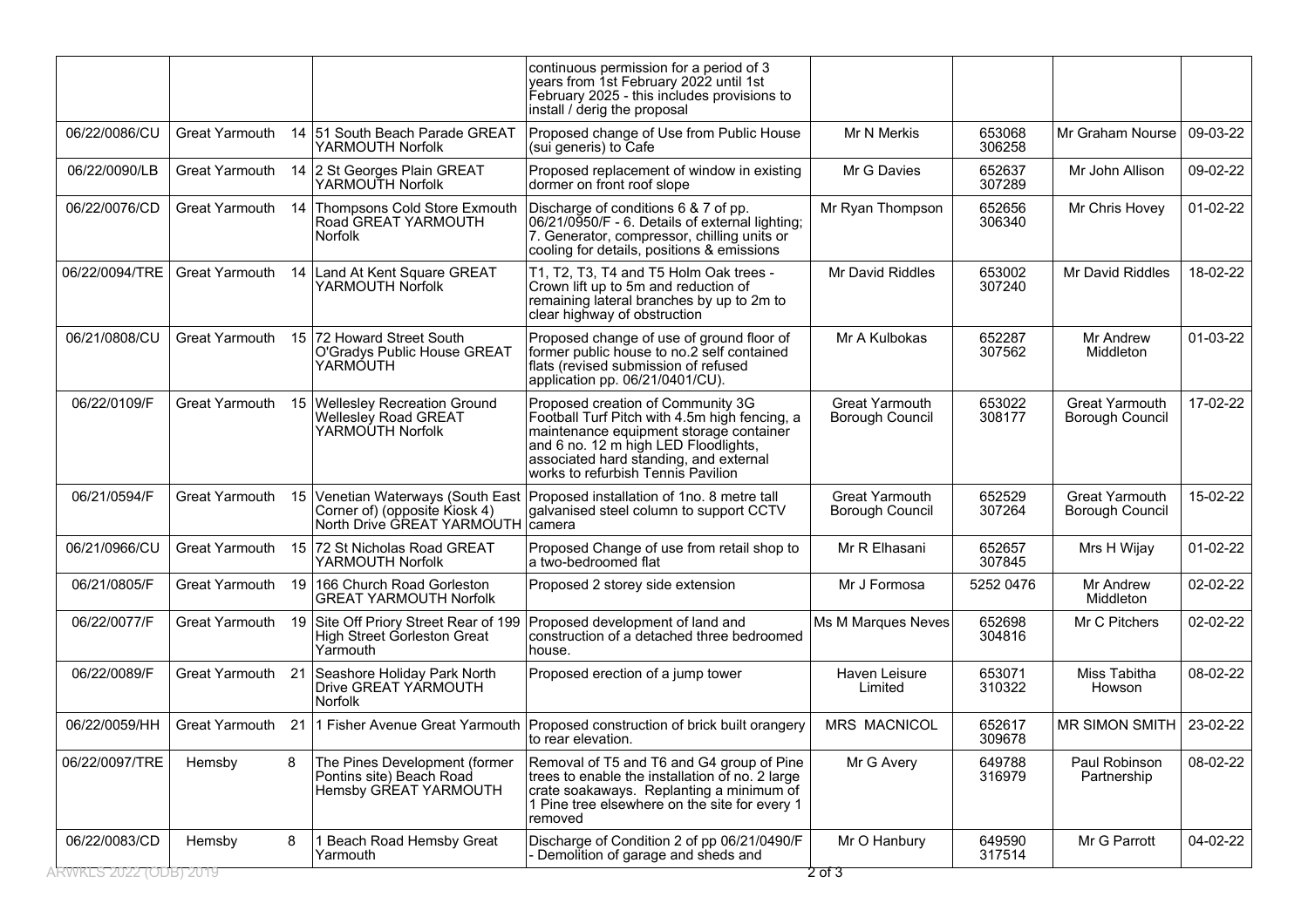|  |  |  |  | continuous permission for a period of 3 years from 1st February 2022 until 1st February 2025 - this includes provisions to install / derig the proposal |  |  |  |  |
|---|---|---|---|---|---|---|---|---|
| 06/22/0086/CU | Great Yarmouth | 14 | 51 South Beach Parade GREAT YARMOUTH Norfolk | Proposed change of Use from Public House (sui generis) to Cafe | Mr N Merkis | 653068 306258 | Mr Graham Nourse | 09-03-22 |
| 06/22/0090/LB | Great Yarmouth | 14 | 2 St Georges Plain GREAT YARMOUTH Norfolk | Proposed replacement of window in existing dormer on front roof slope | Mr G Davies | 652637 307289 | Mr John Allison | 09-02-22 |
| 06/22/0076/CD | Great Yarmouth | 14 | Thompsons Cold Store Exmouth Road GREAT YARMOUTH Norfolk | Discharge of conditions 6 & 7 of pp. 06/21/0950/F - 6. Details of external lighting; 7. Generator, compressor, chilling units or cooling for details, positions & emissions | Mr Ryan Thompson | 652656 306340 | Mr Chris Hovey | 01-02-22 |
| 06/22/0094/TRE | Great Yarmouth | 14 | Land At Kent Square GREAT YARMOUTH Norfolk | T1, T2, T3, T4 and T5 Holm Oak trees - Crown lift up to 5m and reduction of remaining lateral branches by up to 2m to clear highway of obstruction | Mr David Riddles | 653002 307240 | Mr David Riddles | 18-02-22 |
| 06/21/0808/CU | Great Yarmouth | 15 | 72 Howard Street South O'Gradys Public House GREAT YARMOUTH | Proposed change of use of ground floor of former public house to no.2 self contained flats (revised submission of refused application pp. 06/21/0401/CU). | Mr A Kulbokas | 652287 307562 | Mr Andrew Middleton | 01-03-22 |
| 06/22/0109/F | Great Yarmouth | 15 | Wellesley Recreation Ground Wellesley Road GREAT YARMOUTH Norfolk | Proposed creation of Community 3G Football Turf Pitch with 4.5m high fencing, a maintenance equipment storage container and 6 no. 12 m high LED Floodlights, associated hard standing, and external works to refurbish Tennis Pavilion | Great Yarmouth Borough Council | 653022 308177 | Great Yarmouth Borough Council | 17-02-22 |
| 06/21/0594/F | Great Yarmouth | 15 | Venetian Waterways (South East Corner of) (opposite Kiosk 4) North Drive GREAT YARMOUTH | Proposed installation of 1no. 8 metre tall galvanised steel column to support CCTV camera | Great Yarmouth Borough Council | 652529 307264 | Great Yarmouth Borough Council | 15-02-22 |
| 06/21/0966/CU | Great Yarmouth | 15 | 72 St Nicholas Road GREAT YARMOUTH Norfolk | Proposed Change of use from retail shop to a two-bedroomed flat | Mr R Elhasani | 652657 307845 | Mrs H Wijay | 01-02-22 |
| 06/21/0805/F | Great Yarmouth | 19 | 166 Church Road Gorleston GREAT YARMOUTH Norfolk | Proposed 2 storey side extension | Mr J Formosa | 5252 0476 | Mr Andrew Middleton | 02-02-22 |
| 06/22/0077/F | Great Yarmouth | 19 | Site Off Priory Street Rear of 199 High Street Gorleston Great Yarmouth | Proposed development of land and construction of a detached three bedroomed house. | Ms M Marques Neves | 652698 304816 | Mr C Pitchers | 02-02-22 |
| 06/22/0089/F | Great Yarmouth | 21 | Seashore Holiday Park North Drive GREAT YARMOUTH Norfolk | Proposed erection of a jump tower | Haven Leisure Limited | 653071 310322 | Miss Tabitha Howson | 08-02-22 |
| 06/22/0059/HH | Great Yarmouth | 21 | 1 Fisher Avenue Great Yarmouth | Proposed construction of brick built orangery to rear elevation. | MRS MACNICOL | 652617 309678 | MR SIMON SMITH | 23-02-22 |
| 06/22/0097/TRE | Hemsby | 8 | The Pines Development (former Pontins site) Beach Road Hemsby GREAT YARMOUTH | Removal of T5 and T6 and G4 group of Pine trees to enable the installation of no. 2 large crate soakaways. Replanting a minimum of 1 Pine tree elsewhere on the site for every 1 removed | Mr G Avery | 649788 316979 | Paul Robinson Partnership | 08-02-22 |
| 06/22/0083/CD | Hemsby | 8 | 1 Beach Road Hemsby Great Yarmouth | Discharge of Condition 2 of pp 06/21/0490/F - Demolition of garage and sheds and | Mr O Hanbury | 649590 317514 | Mr G Parrott | 04-02-22 |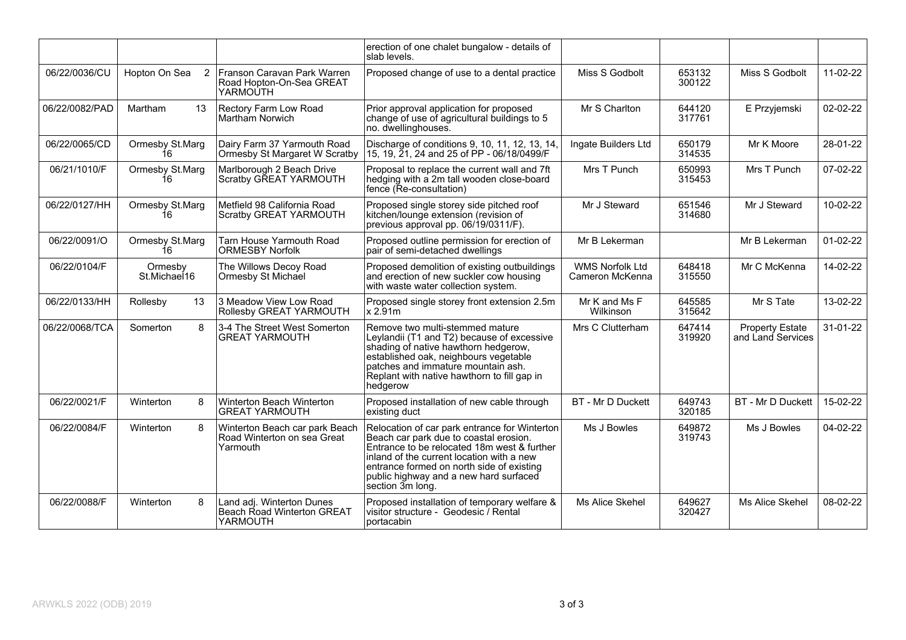| | | | | | | | |
|---|---|---|---|---|---|---|---|
| | | | erection of one chalet bungalow - details of slab levels. | | | | |
| 06/22/0036/CU | Hopton On Sea 2 | Franson Caravan Park Warren Road Hopton-On-Sea GREAT YARMOUTH | Proposed change of use to a dental practice | Miss S Godbolt | 653132 300122 | Miss S Godbolt | 11-02-22 |
| 06/22/0082/PAD | Martham 13 | Rectory Farm Low Road Martham Norwich | Prior approval application for proposed change of use of agricultural buildings to 5 no. dwellinghouses. | Mr S Charlton | 644120 317761 | E Przyjemski | 02-02-22 |
| 06/22/0065/CD | Ormesby St.Marg 16 | Dairy Farm 37 Yarmouth Road Ormesby St Margaret W Scratby | Discharge of conditions 9, 10, 11, 12, 13, 14, 15, 19, 21, 24 and 25 of PP - 06/18/0499/F | Ingate Builders Ltd | 650179 314535 | Mr K Moore | 28-01-22 |
| 06/21/1010/F | Ormesby St.Marg 16 | Marlborough 2 Beach Drive Scratby GREAT YARMOUTH | Proposal to replace the current wall and 7ft hedging with a 2m tall wooden close-board fence (Re-consultation) | Mrs T Punch | 650993 315453 | Mrs T Punch | 07-02-22 |
| 06/22/0127/HH | Ormesby St.Marg 16 | Metfield 98 California Road Scratby GREAT YARMOUTH | Proposed single storey side pitched roof kitchen/lounge extension (revision of previous approval pp. 06/19/0311/F). | Mr J Steward | 651546 314680 | Mr J Steward | 10-02-22 |
| 06/22/0091/O | Ormesby St.Marg 16 | Tarn House Yarmouth Road ORMESBY Norfolk | Proposed outline permission for erection of pair of semi-detached dwellings | Mr B Lekerman | | Mr B Lekerman | 01-02-22 |
| 06/22/0104/F | Ormesby St.Michael16 | The Willows Decoy Road Ormesby St Michael | Proposed demolition of existing outbuildings and erection of new suckler cow housing with waste water collection system. | WMS Norfolk Ltd Cameron McKenna | 648418 315550 | Mr C McKenna | 14-02-22 |
| 06/22/0133/HH | Rollesby 13 | 3 Meadow View Low Road Rollesby GREAT YARMOUTH | Proposed single storey front extension 2.5m x 2.91m | Mr K and Ms F Wilkinson | 645585 315642 | Mr S Tate | 13-02-22 |
| 06/22/0068/TCA | Somerton 8 | 3-4 The Street West Somerton GREAT YARMOUTH | Remove two multi-stemmed mature Leylandii (T1 and T2) because of excessive shading of native hawthorn hedgerow, established oak, neighbours vegetable patches and immature mountain ash. Replant with native hawthorn to fill gap in hedgerow | Mrs C Clutterham | 647414 319920 | Property Estate and Land Services | 31-01-22 |
| 06/22/0021/F | Winterton 8 | Winterton Beach Winterton GREAT YARMOUTH | Proposed installation of new cable through existing duct | BT - Mr D Duckett | 649743 320185 | BT - Mr D Duckett | 15-02-22 |
| 06/22/0084/F | Winterton 8 | Winterton Beach car park Beach Road Winterton on sea Great Yarmouth | Relocation of car park entrance for Winterton Beach car park due to coastal erosion. Entrance to be relocated 18m west & further inland of the current location with a new entrance formed on north side of existing public highway and a new hard surfaced section 3m long. | Ms J Bowles | 649872 319743 | Ms J Bowles | 04-02-22 |
| 06/22/0088/F | Winterton 8 | Land adj. Winterton Dunes Beach Road Winterton GREAT YARMOUTH | Proposed installation of temporary welfare & visitor structure - Geodesic / Rental portacabin | Ms Alice Skehel | 649627 320427 | Ms Alice Skehel | 08-02-22 |

ARWKLS 2022 (ODB) 2019